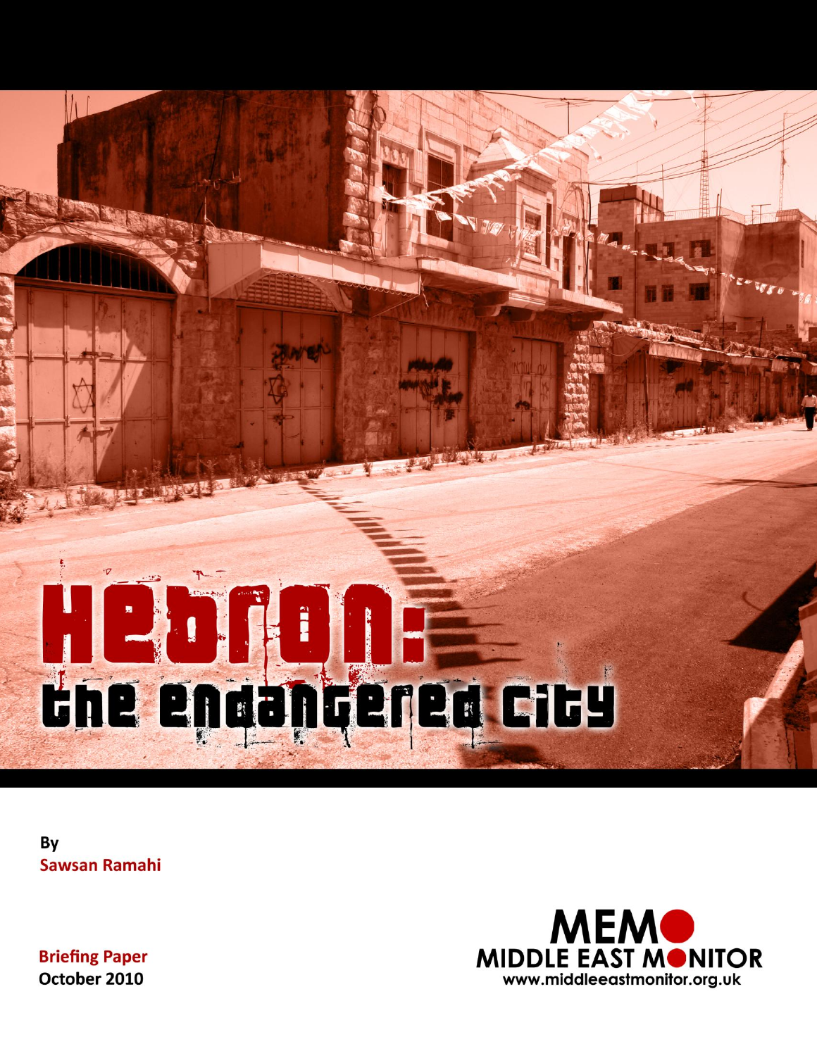# Hebron: the endangered city

By
**Sawsan Ramahi**

**Briefing Paper**
**October 2010**

MEMO
MIDDLE EAST MONITOR
www.middleeastmonitor.org.uk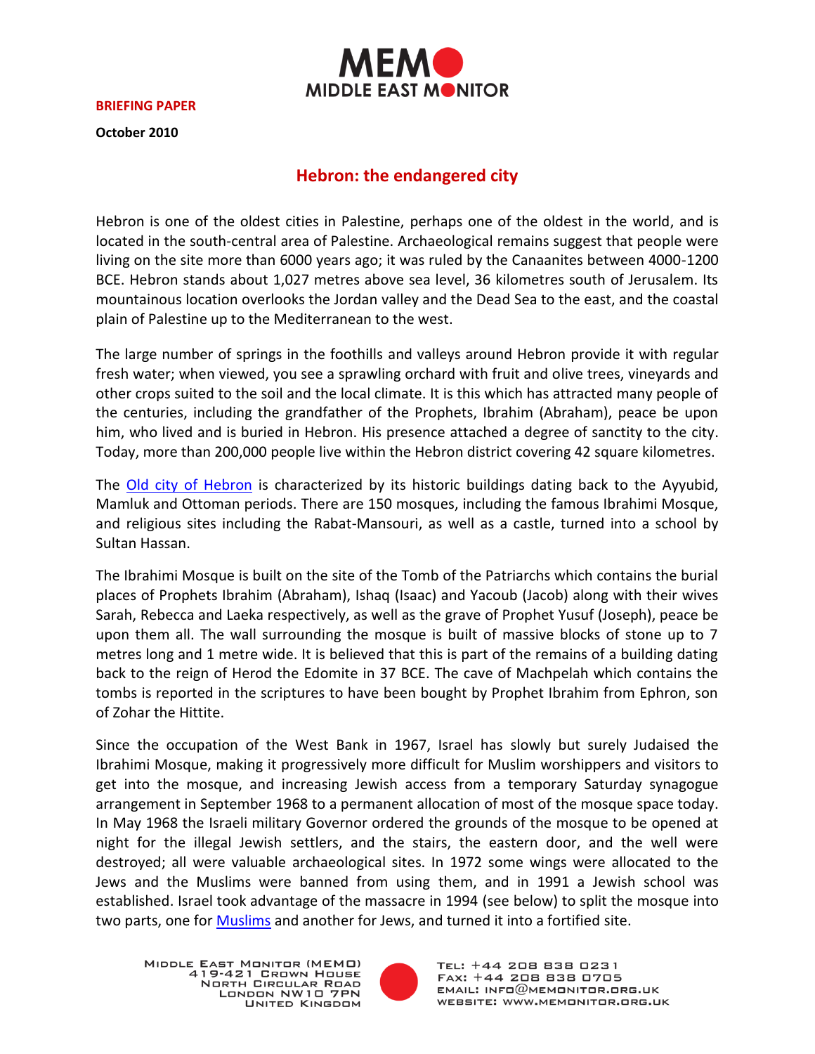**BRIEFING PAPER**

**October 2010**

# Hebron: the endangered city

Hebron is one of the oldest cities in Palestine, perhaps one of the oldest in the world, and is located in the south-central area of Palestine. Archaeological remains suggest that people were living on the site more than 6000 years ago; it was ruled by the Canaanites between 4000-1200 BCE. Hebron stands about 1,027 metres above sea level, 36 kilometres south of Jerusalem. Its mountainous location overlooks the Jordan valley and the Dead Sea to the east, and the coastal plain of Palestine up to the Mediterranean to the west.

The large number of springs in the foothills and valleys around Hebron provide it with regular fresh water; when viewed, you see a sprawling orchard with fruit and olive trees, vineyards and other crops suited to the soil and the local climate. It is this which has attracted many people of the centuries, including the grandfather of the Prophets, Ibrahim (Abraham), peace be upon him, who lived and is buried in Hebron. His presence attached a degree of sanctity to the city. Today, more than 200,000 people live within the Hebron district covering 42 square kilometres.

The Old city of Hebron is characterized by its historic buildings dating back to the Ayyubid, Mamluk and Ottoman periods. There are 150 mosques, including the famous Ibrahimi Mosque, and religious sites including the Rabat-Mansouri, as well as a castle, turned into a school by Sultan Hassan.

The Ibrahimi Mosque is built on the site of the Tomb of the Patriarchs which contains the burial places of Prophets Ibrahim (Abraham), Ishaq (Isaac) and Yacoub (Jacob) along with their wives Sarah, Rebecca and Laeka respectively, as well as the grave of Prophet Yusuf (Joseph), peace be upon them all. The wall surrounding the mosque is built of massive blocks of stone up to 7 metres long and 1 metre wide. It is believed that this is part of the remains of a building dating back to the reign of Herod the Edomite in 37 BCE. The cave of Machpelah which contains the tombs is reported in the scriptures to have been bought by Prophet Ibrahim from Ephron, son of Zohar the Hittite.

Since the occupation of the West Bank in 1967, Israel has slowly but surely Judaised the Ibrahimi Mosque, making it progressively more difficult for Muslim worshippers and visitors to get into the mosque, and increasing Jewish access from a temporary Saturday synagogue arrangement in September 1968 to a permanent allocation of most of the mosque space today. In May 1968 the Israeli military Governor ordered the grounds of the mosque to be opened at night for the illegal Jewish settlers, and the stairs, the eastern door, and the well were destroyed; all were valuable archaeological sites. In 1972 some wings were allocated to the Jews and the Muslims were banned from using them, and in 1991 a Jewish school was established. Israel took advantage of the massacre in 1994 (see below) to split the mosque into two parts, one for Muslims and another for Jews, and turned it into a fortified site.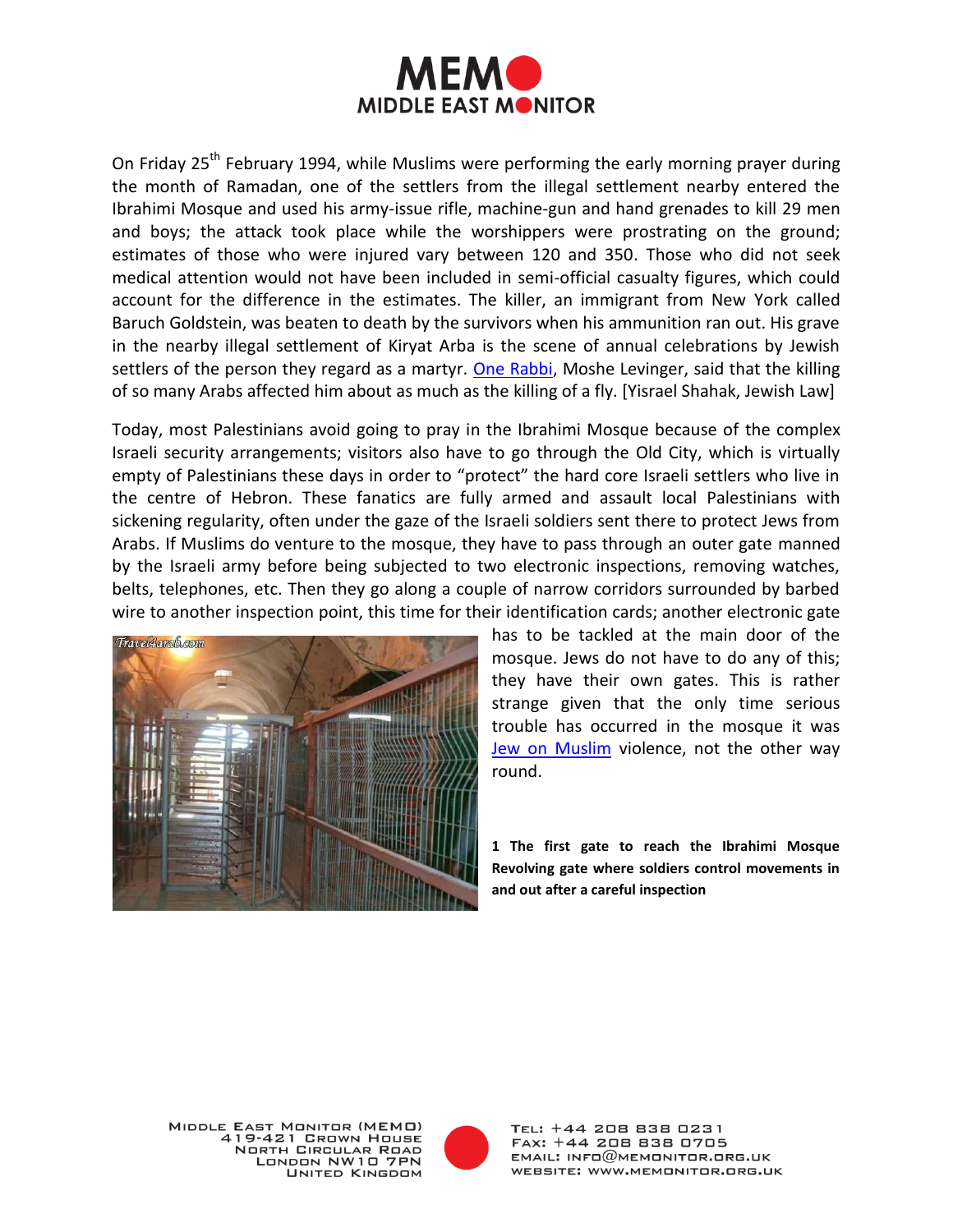On Friday 25th February 1994, while Muslims were performing the early morning prayer during the month of Ramadan, one of the settlers from the illegal settlement nearby entered the Ibrahimi Mosque and used his army-issue rifle, machine-gun and hand grenades to kill 29 men and boys; the attack took place while the worshippers were prostrating on the ground; estimates of those who were injured vary between 120 and 350. Those who did not seek medical attention would not have been included in semi-official casualty figures, which could account for the difference in the estimates. The killer, an immigrant from New York called Baruch Goldstein, was beaten to death by the survivors when his ammunition ran out. His grave in the nearby illegal settlement of Kiryat Arba is the scene of annual celebrations by Jewish settlers of the person they regard as a martyr. One Rabbi, Moshe Levinger, said that the killing of so many Arabs affected him about as much as the killing of a fly. [Yisrael Shahak, Jewish Law]

Today, most Palestinians avoid going to pray in the Ibrahimi Mosque because of the complex Israeli security arrangements; visitors also have to go through the Old City, which is virtually empty of Palestinians these days in order to "protect" the hard core Israeli settlers who live in the centre of Hebron. These fanatics are fully armed and assault local Palestinians with sickening regularity, often under the gaze of the Israeli soldiers sent there to protect Jews from Arabs. If Muslims do venture to the mosque, they have to pass through an outer gate manned by the Israeli army before being subjected to two electronic inspections, removing watches, belts, telephones, etc. Then they go along a couple of narrow corridors surrounded by barbed wire to another inspection point, this time for their identification cards; another electronic gate has to be tackled at the main door of the mosque. Jews do not have to do any of this; they have their own gates. This is rather strange given that the only time serious trouble has occurred in the mosque it was Jew on Muslim violence, not the other way round.

**1 The first gate to reach the Ibrahimi Mosque Revolving gate where soldiers control movements in and out after a careful inspection**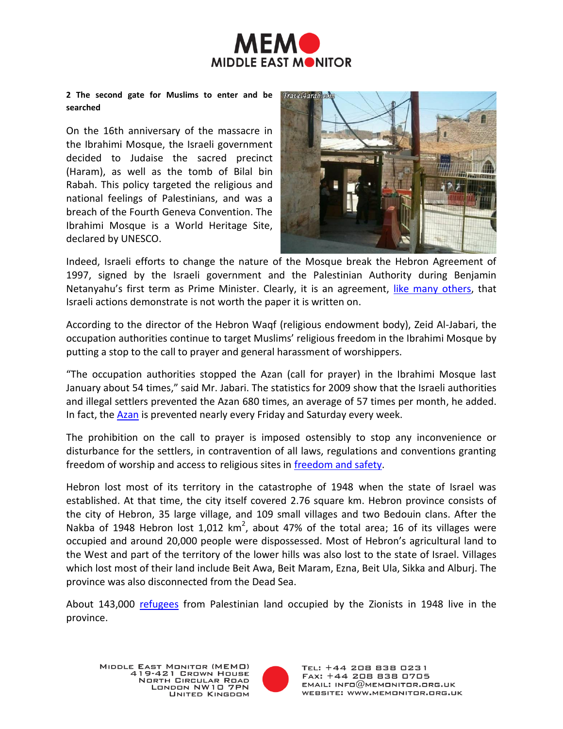**2 The second gate for Muslims to enter and be searched**

On the 16th anniversary of the massacre in the Ibrahimi Mosque, the Israeli government decided to Judaise the sacred precinct (Haram), as well as the tomb of Bilal bin Rabah. This policy targeted the religious and national feelings of Palestinians, and was a breach of the Fourth Geneva Convention. The Ibrahimi Mosque is a World Heritage Site, declared by UNESCO.

Indeed, Israeli efforts to change the nature of the Mosque break the Hebron Agreement of 1997, signed by the Israeli government and the Palestinian Authority during Benjamin Netanyahu's first term as Prime Minister. Clearly, it is an agreement, like many others, that Israeli actions demonstrate is not worth the paper it is written on.

According to the director of the Hebron Waqf (religious endowment body), Zeid Al-Jabari, the occupation authorities continue to target Muslims' religious freedom in the Ibrahimi Mosque by putting a stop to the call to prayer and general harassment of worshippers.

"The occupation authorities stopped the Azan (call for prayer) in the Ibrahimi Mosque last January about 54 times," said Mr. Jabari. The statistics for 2009 show that the Israeli authorities and illegal settlers prevented the Azan 680 times, an average of 57 times per month, he added. In fact, the Azan is prevented nearly every Friday and Saturday every week.

The prohibition on the call to prayer is imposed ostensibly to stop any inconvenience or disturbance for the settlers, in contravention of all laws, regulations and conventions granting freedom of worship and access to religious sites in freedom and safety.

Hebron lost most of its territory in the catastrophe of 1948 when the state of Israel was established. At that time, the city itself covered 2.76 square km. Hebron province consists of the city of Hebron, 35 large village, and 109 small villages and two Bedouin clans. After the Nakba of 1948 Hebron lost 1,012 $km^2$, about 47% of the total area; 16 of its villages were occupied and around 20,000 people were dispossessed. Most of Hebron's agricultural land to the West and part of the territory of the lower hills was also lost to the state of Israel. Villages which lost most of their land include Beit Awa, Beit Maram, Ezna, Beit Ula, Sikka and Alburj. The province was also disconnected from the Dead Sea.

About 143,000 refugees from Palestinian land occupied by the Zionists in 1948 live in the province.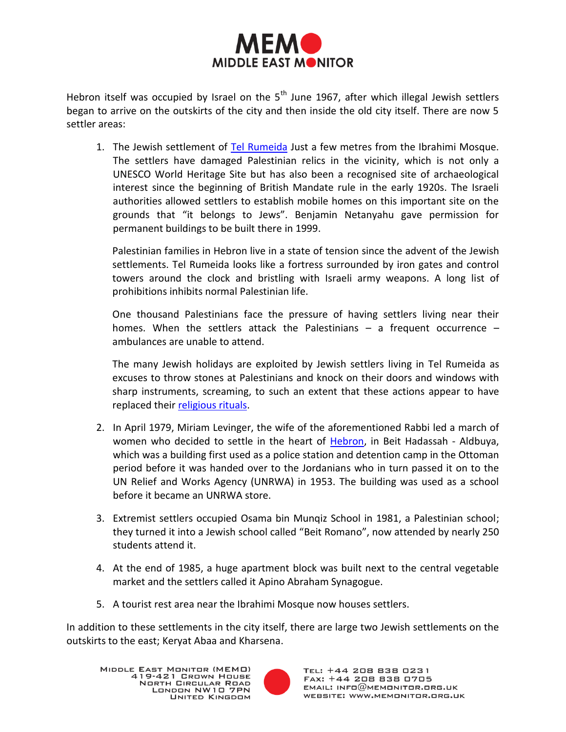Hebron itself was occupied by Israel on the 5th June 1967, after which illegal Jewish settlers began to arrive on the outskirts of the city and then inside the old city itself. There are now 5 settler areas:

1. The Jewish settlement of Tel Rumeida Just a few metres from the Ibrahimi Mosque. The settlers have damaged Palestinian relics in the vicinity, which is not only a UNESCO World Heritage Site but has also been a recognised site of archaeological interest since the beginning of British Mandate rule in the early 1920s. The Israeli authorities allowed settlers to establish mobile homes on this important site on the grounds that "it belongs to Jews". Benjamin Netanyahu gave permission for permanent buildings to be built there in 1999.

   Palestinian families in Hebron live in a state of tension since the advent of the Jewish settlements. Tel Rumeida looks like a fortress surrounded by iron gates and control towers around the clock and bristling with Israeli army weapons. A long list of prohibitions inhibits normal Palestinian life.

   One thousand Palestinians face the pressure of having settlers living near their homes. When the settlers attack the Palestinians – a frequent occurrence – ambulances are unable to attend.

   The many Jewish holidays are exploited by Jewish settlers living in Tel Rumeida as excuses to throw stones at Palestinians and knock on their doors and windows with sharp instruments, screaming, to such an extent that these actions appear to have replaced their religious rituals.

2. In April 1979, Miriam Levinger, the wife of the aforementioned Rabbi led a march of women who decided to settle in the heart of Hebron, in Beit Hadassah - Aldbuya, which was a building first used as a police station and detention camp in the Ottoman period before it was handed over to the Jordanians who in turn passed it on to the UN Relief and Works Agency (UNRWA) in 1953. The building was used as a school before it became an UNRWA store.

3. Extremist settlers occupied Osama bin Munqiz School in 1981, a Palestinian school; they turned it into a Jewish school called "Beit Romano", now attended by nearly 250 students attend it.

4. At the end of 1985, a huge apartment block was built next to the central vegetable market and the settlers called it Apino Abraham Synagogue.

5. A tourist rest area near the Ibrahimi Mosque now houses settlers.

In addition to these settlements in the city itself, there are large two Jewish settlements on the outskirts to the east; Keryat Abaa and Kharsena.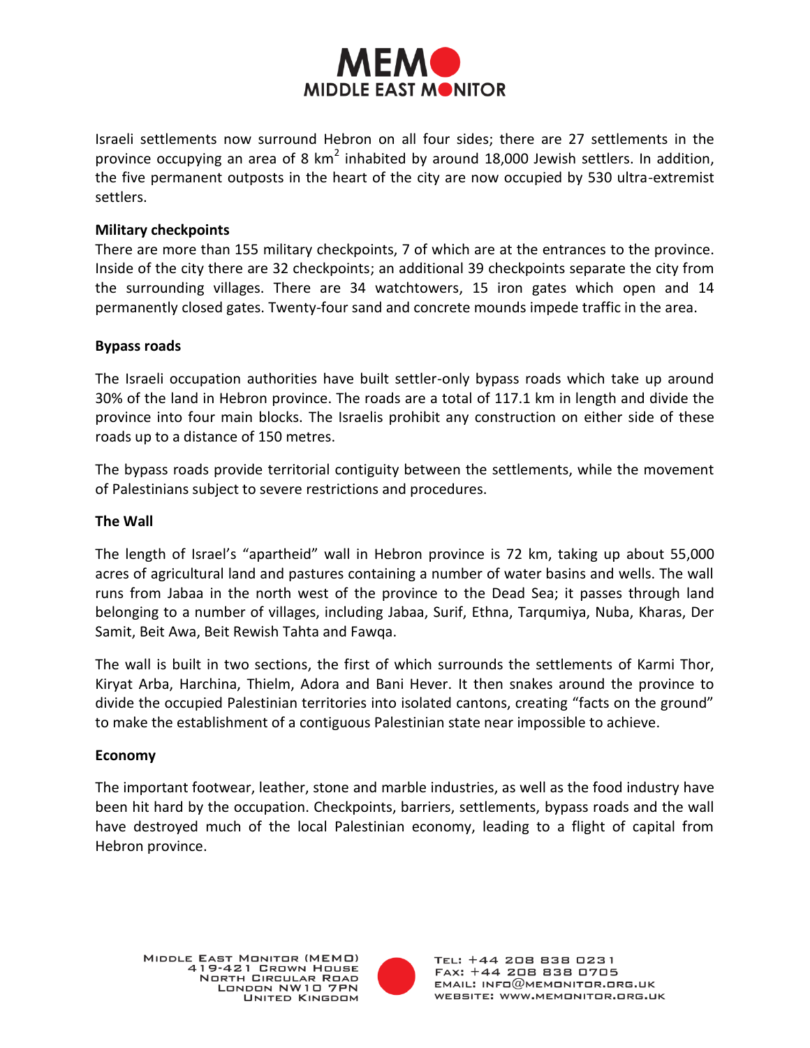Israeli settlements now surround Hebron on all four sides; there are 27 settlements in the province occupying an area of 8 $km^2$ inhabited by around 18,000 Jewish settlers. In addition, the five permanent outposts in the heart of the city are now occupied by 530 ultra-extremist settlers.

**Military checkpoints**

There are more than 155 military checkpoints, 7 of which are at the entrances to the province. Inside of the city there are 32 checkpoints; an additional 39 checkpoints separate the city from the surrounding villages. There are 34 watchtowers, 15 iron gates which open and 14 permanently closed gates. Twenty-four sand and concrete mounds impede traffic in the area.

**Bypass roads**

The Israeli occupation authorities have built settler-only bypass roads which take up around 30% of the land in Hebron province. The roads are a total of 117.1 km in length and divide the province into four main blocks. The Israelis prohibit any construction on either side of these roads up to a distance of 150 metres.

The bypass roads provide territorial contiguity between the settlements, while the movement of Palestinians subject to severe restrictions and procedures.

**The Wall**

The length of Israel's "apartheid" wall in Hebron province is 72 km, taking up about 55,000 acres of agricultural land and pastures containing a number of water basins and wells. The wall runs from Jabaa in the north west of the province to the Dead Sea; it passes through land belonging to a number of villages, including Jabaa, Surif, Ethna, Tarqumiya, Nuba, Kharas, Der Samit, Beit Awa, Beit Rewish Tahta and Fawqa.

The wall is built in two sections, the first of which surrounds the settlements of Karmi Thor, Kiryat Arba, Harchina, Thielm, Adora and Bani Hever. It then snakes around the province to divide the occupied Palestinian territories into isolated cantons, creating "facts on the ground" to make the establishment of a contiguous Palestinian state near impossible to achieve.

**Economy**

The important footwear, leather, stone and marble industries, as well as the food industry have been hit hard by the occupation. Checkpoints, barriers, settlements, bypass roads and the wall have destroyed much of the local Palestinian economy, leading to a flight of capital from Hebron province.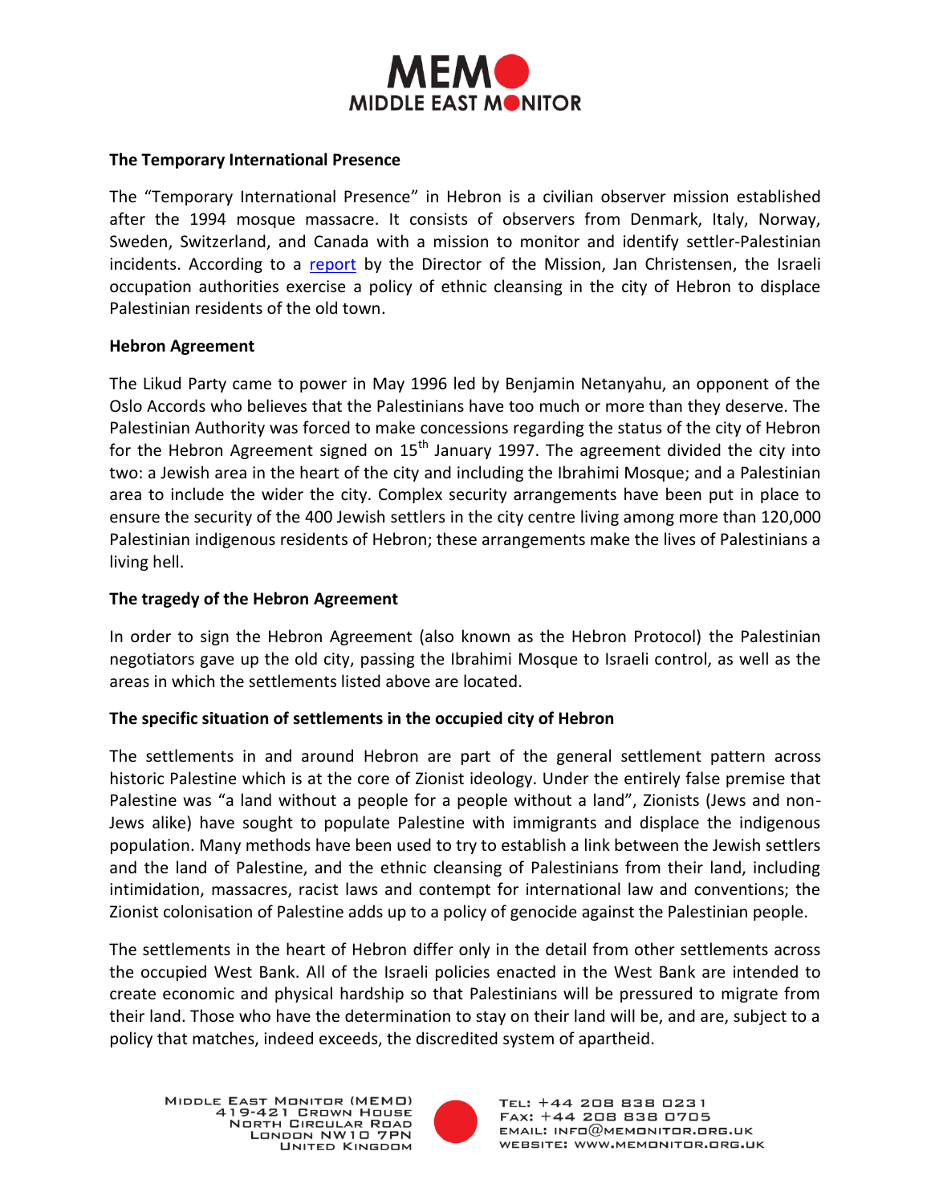**The Temporary International Presence**

The "Temporary International Presence" in Hebron is a civilian observer mission established after the 1994 mosque massacre. It consists of observers from Denmark, Italy, Norway, Sweden, Switzerland, and Canada with a mission to monitor and identify settler-Palestinian incidents. According to a report by the Director of the Mission, Jan Christensen, the Israeli occupation authorities exercise a policy of ethnic cleansing in the city of Hebron to displace Palestinian residents of the old town.

**Hebron Agreement**

The Likud Party came to power in May 1996 led by Benjamin Netanyahu, an opponent of the Oslo Accords who believes that the Palestinians have too much or more than they deserve. The Palestinian Authority was forced to make concessions regarding the status of the city of Hebron for the Hebron Agreement signed on 15th January 1997. The agreement divided the city into two: a Jewish area in the heart of the city and including the Ibrahimi Mosque; and a Palestinian area to include the wider the city. Complex security arrangements have been put in place to ensure the security of the 400 Jewish settlers in the city centre living among more than 120,000 Palestinian indigenous residents of Hebron; these arrangements make the lives of Palestinians a living hell.

**The tragedy of the Hebron Agreement**

In order to sign the Hebron Agreement (also known as the Hebron Protocol) the Palestinian negotiators gave up the old city, passing the Ibrahimi Mosque to Israeli control, as well as the areas in which the settlements listed above are located.

**The specific situation of settlements in the occupied city of Hebron**

The settlements in and around Hebron are part of the general settlement pattern across historic Palestine which is at the core of Zionist ideology. Under the entirely false premise that Palestine was "a land without a people for a people without a land", Zionists (Jews and non-Jews alike) have sought to populate Palestine with immigrants and displace the indigenous population. Many methods have been used to try to establish a link between the Jewish settlers and the land of Palestine, and the ethnic cleansing of Palestinians from their land, including intimidation, massacres, racist laws and contempt for international law and conventions; the Zionist colonisation of Palestine adds up to a policy of genocide against the Palestinian people.

The settlements in the heart of Hebron differ only in the detail from other settlements across the occupied West Bank. All of the Israeli policies enacted in the West Bank are intended to create economic and physical hardship so that Palestinians will be pressured to migrate from their land. Those who have the determination to stay on their land will be, and are, subject to a policy that matches, indeed exceeds, the discredited system of apartheid.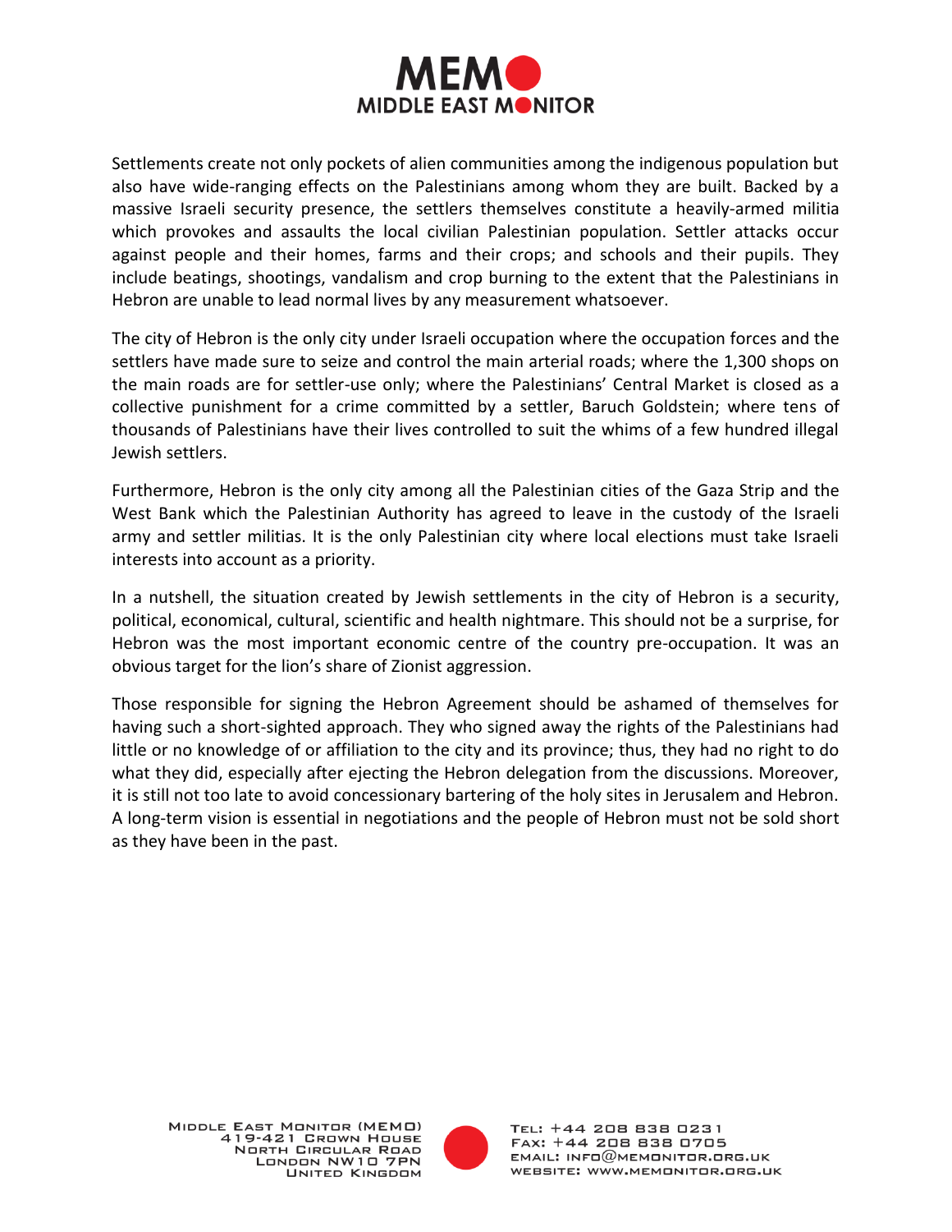Settlements create not only pockets of alien communities among the indigenous population but also have wide-ranging effects on the Palestinians among whom they are built. Backed by a massive Israeli security presence, the settlers themselves constitute a heavily-armed militia which provokes and assaults the local civilian Palestinian population. Settler attacks occur against people and their homes, farms and their crops; and schools and their pupils. They include beatings, shootings, vandalism and crop burning to the extent that the Palestinians in Hebron are unable to lead normal lives by any measurement whatsoever.

The city of Hebron is the only city under Israeli occupation where the occupation forces and the settlers have made sure to seize and control the main arterial roads; where the 1,300 shops on the main roads are for settler-use only; where the Palestinians' Central Market is closed as a collective punishment for a crime committed by a settler, Baruch Goldstein; where tens of thousands of Palestinians have their lives controlled to suit the whims of a few hundred illegal Jewish settlers.

Furthermore, Hebron is the only city among all the Palestinian cities of the Gaza Strip and the West Bank which the Palestinian Authority has agreed to leave in the custody of the Israeli army and settler militias. It is the only Palestinian city where local elections must take Israeli interests into account as a priority.

In a nutshell, the situation created by Jewish settlements in the city of Hebron is a security, political, economical, cultural, scientific and health nightmare. This should not be a surprise, for Hebron was the most important economic centre of the country pre-occupation. It was an obvious target for the lion's share of Zionist aggression.

Those responsible for signing the Hebron Agreement should be ashamed of themselves for having such a short-sighted approach. They who signed away the rights of the Palestinians had little or no knowledge of or affiliation to the city and its province; thus, they had no right to do what they did, especially after ejecting the Hebron delegation from the discussions. Moreover, it is still not too late to avoid concessionary bartering of the holy sites in Jerusalem and Hebron. A long-term vision is essential in negotiations and the people of Hebron must not be sold short as they have been in the past.